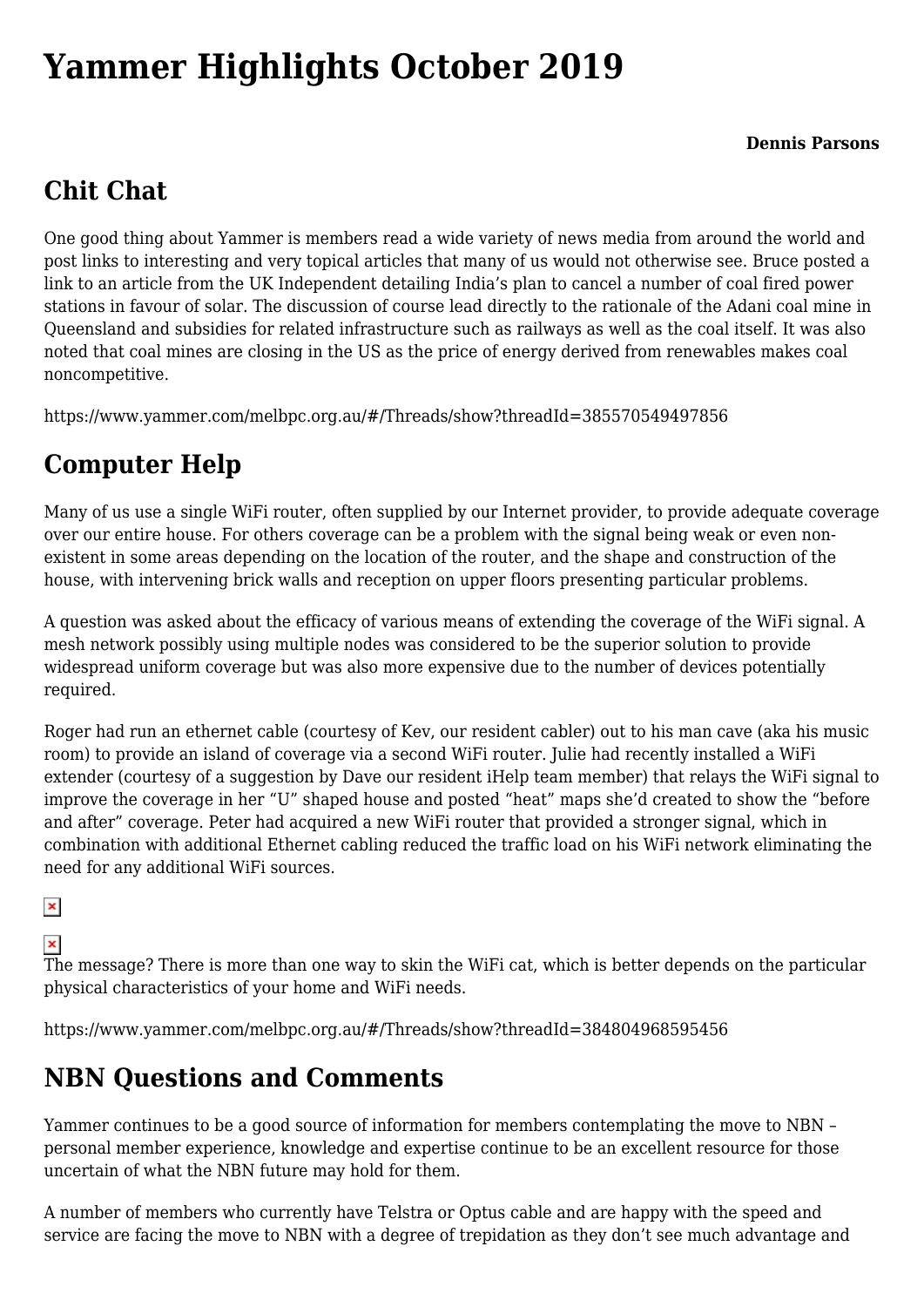# Yammer Highlights October 2019

**Dennis Parsons**

## Chit Chat

One good thing about Yammer is members read a wide variety of news media from around the world and post links to interesting and very topical articles that many of us would not otherwise see. Bruce posted a link to an article from the UK Independent detailing India's plan to cancel a number of coal fired power stations in favour of solar. The discussion of course lead directly to the rationale of the Adani coal mine in Queensland and subsidies for related infrastructure such as railways as well as the coal itself. It was also noted that coal mines are closing in the US as the price of energy derived from renewables makes coal noncompetitive.

https://www.yammer.com/melbpc.org.au/#/Threads/show?threadId=385570549497856

## Computer Help

Many of us use a single WiFi router, often supplied by our Internet provider, to provide adequate coverage over our entire house. For others coverage can be a problem with the signal being weak or even non-existent in some areas depending on the location of the router, and the shape and construction of the house, with intervening brick walls and reception on upper floors presenting particular problems.

A question was asked about the efficacy of various means of extending the coverage of the WiFi signal. A mesh network possibly using multiple nodes was considered to be the superior solution to provide widespread uniform coverage but was also more expensive due to the number of devices potentially required.

Roger had run an ethernet cable (courtesy of Kev, our resident cabler) out to his man cave (aka his music room) to provide an island of coverage via a second WiFi router. Julie had recently installed a WiFi extender (courtesy of a suggestion by Dave our resident iHelp team member) that relays the WiFi signal to improve the coverage in her "U" shaped house and posted "heat" maps she'd created to show the "before and after" coverage. Peter had acquired a new WiFi router that provided a stronger signal, which in combination with additional Ethernet cabling reduced the traffic load on his WiFi network eliminating the need for any additional WiFi sources.

The message? There is more than one way to skin the WiFi cat, which is better depends on the particular physical characteristics of your home and WiFi needs.

https://www.yammer.com/melbpc.org.au/#/Threads/show?threadId=384804968595456

## NBN Questions and Comments

Yammer continues to be a good source of information for members contemplating the move to NBN – personal member experience, knowledge and expertise continue to be an excellent resource for those uncertain of what the NBN future may hold for them.

A number of members who currently have Telstra or Optus cable and are happy with the speed and service are facing the move to NBN with a degree of trepidation as they don't see much advantage and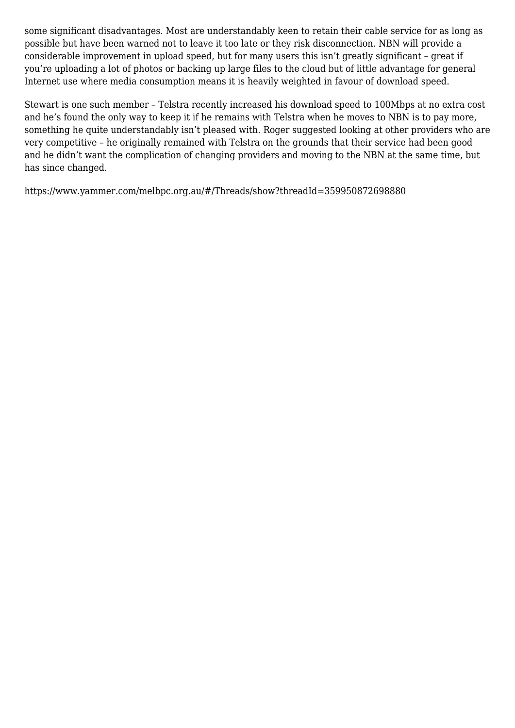some significant disadvantages. Most are understandably keen to retain their cable service for as long as possible but have been warned not to leave it too late or they risk disconnection. NBN will provide a considerable improvement in upload speed, but for many users this isn't greatly significant – great if you're uploading a lot of photos or backing up large files to the cloud but of little advantage for general Internet use where media consumption means it is heavily weighted in favour of download speed.

Stewart is one such member – Telstra recently increased his download speed to 100Mbps at no extra cost and he's found the only way to keep it if he remains with Telstra when he moves to NBN is to pay more, something he quite understandably isn't pleased with. Roger suggested looking at other providers who are very competitive – he originally remained with Telstra on the grounds that their service had been good and he didn't want the complication of changing providers and moving to the NBN at the same time, but has since changed.

https://www.yammer.com/melbpc.org.au/#/Threads/show?threadId=359950872698880